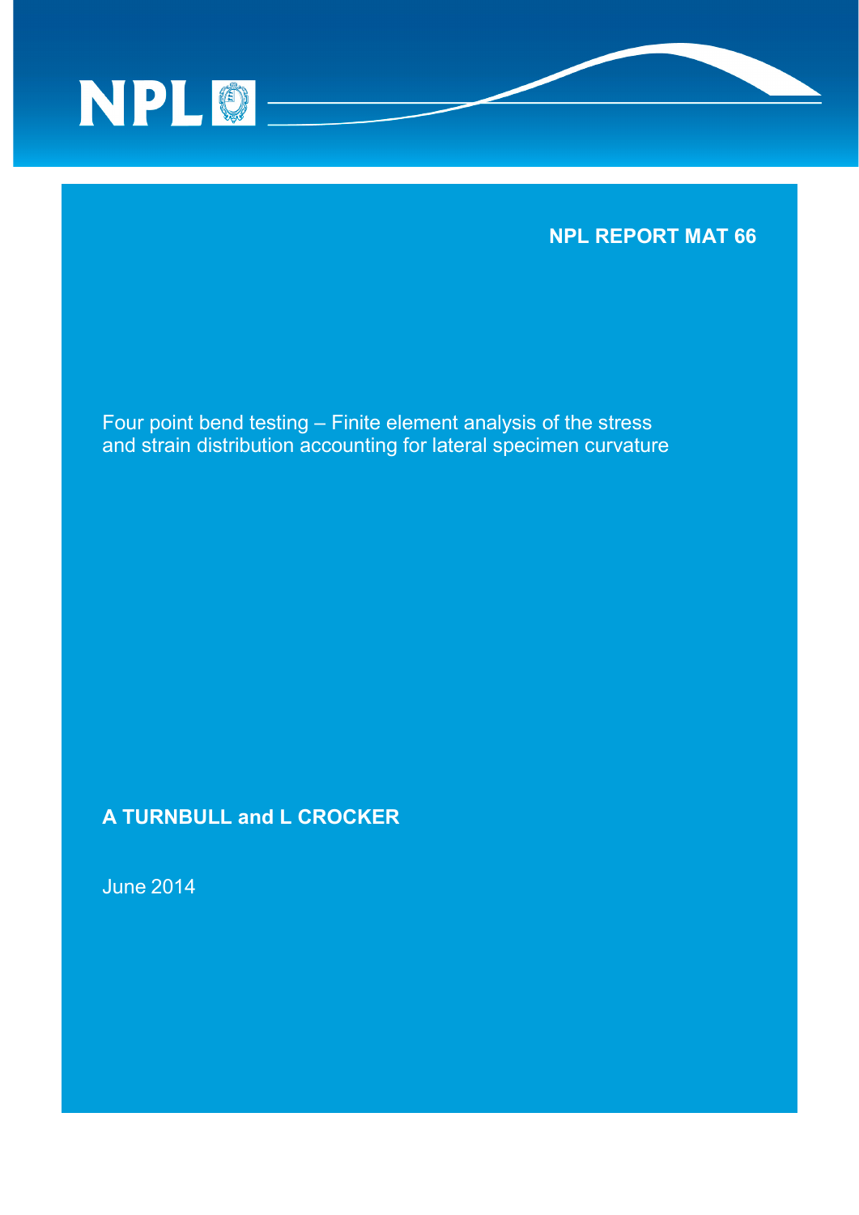NPL

**NPL REPORT MAT 66**

# Four point bend testing – Finite element analysis of the stress and strain distribution accounting for lateral specimen curvature

**A TURNBULL and L CROCKER**

June 2014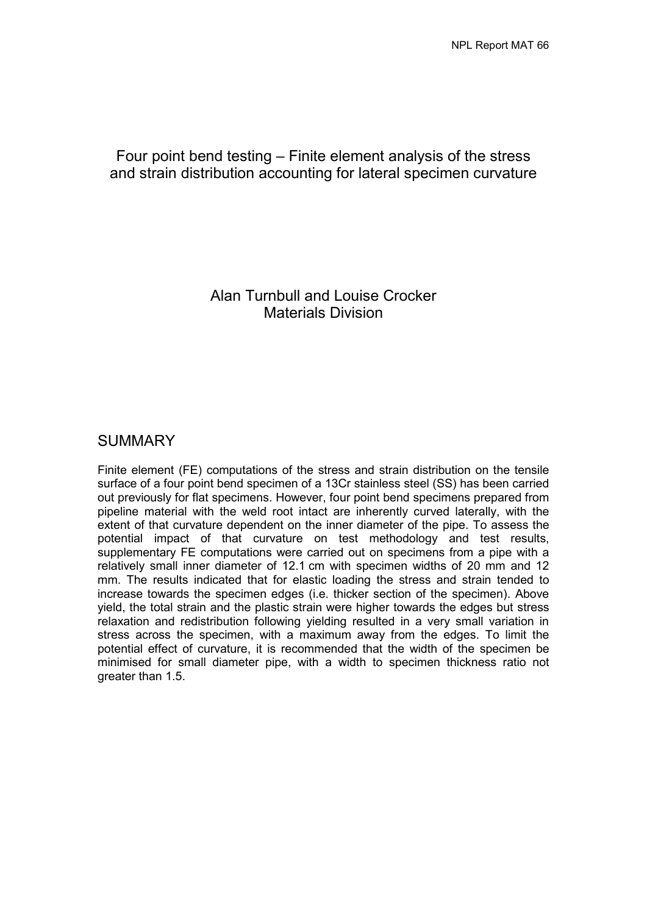# Four point bend testing – Finite element analysis of the stress and strain distribution accounting for lateral specimen curvature

Alan Turnbull and Louise Crocker
Materials Division

## SUMMARY

Finite element (FE) computations of the stress and strain distribution on the tensile surface of a four point bend specimen of a 13Cr stainless steel (SS) has been carried out previously for flat specimens. However, four point bend specimens prepared from pipeline material with the weld root intact are inherently curved laterally, with the extent of that curvature dependent on the inner diameter of the pipe. To assess the potential impact of that curvature on test methodology and test results, supplementary FE computations were carried out on specimens from a pipe with a relatively small inner diameter of 12.1 cm with specimen widths of 20 mm and 12 mm. The results indicated that for elastic loading the stress and strain tended to increase towards the specimen edges (i.e. thicker section of the specimen). Above yield, the total strain and the plastic strain were higher towards the edges but stress relaxation and redistribution following yielding resulted in a very small variation in stress across the specimen, with a maximum away from the edges. To limit the potential effect of curvature, it is recommended that the width of the specimen be minimised for small diameter pipe, with a width to specimen thickness ratio not greater than 1.5.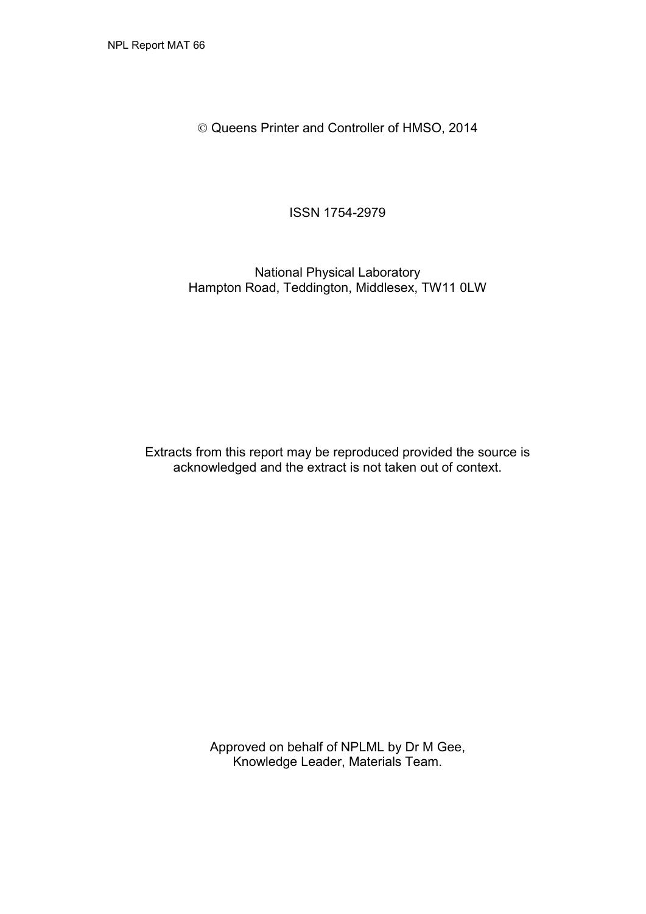© Queens Printer and Controller of HMSO, 2014

ISSN 1754-2979

National Physical Laboratory
Hampton Road, Teddington, Middlesex, TW11 0LW

Extracts from this report may be reproduced provided the source is acknowledged and the extract is not taken out of context.

Approved on behalf of NPLML by Dr M Gee,
Knowledge Leader, Materials Team.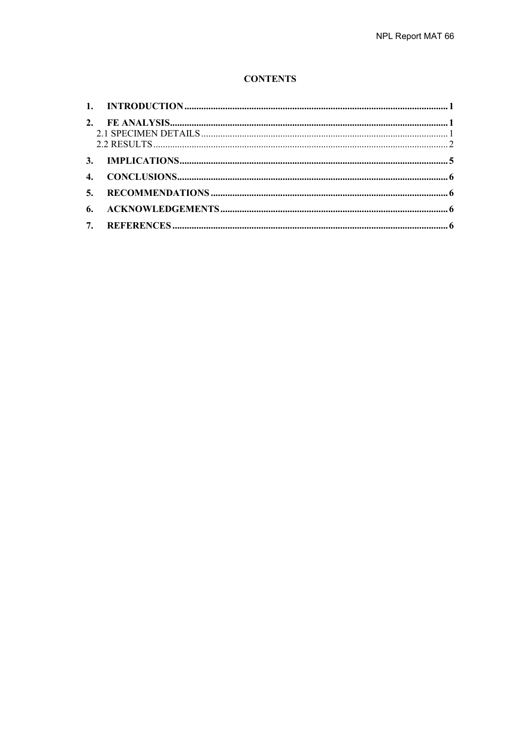# CONTENTS

1. **INTRODUCTION** ..... 1
2. **FE ANALYSIS** ..... 1
   - 2.1 SPECIMEN DETAILS ..... 1
   - 2.2 RESULTS ..... 2
3. **IMPLICATIONS** ..... 5
4. **CONCLUSIONS** ..... 6
5. **RECOMMENDATIONS** ..... 6
6. **ACKNOWLEDGEMENTS** ..... 6
7. **REFERENCES** ..... 6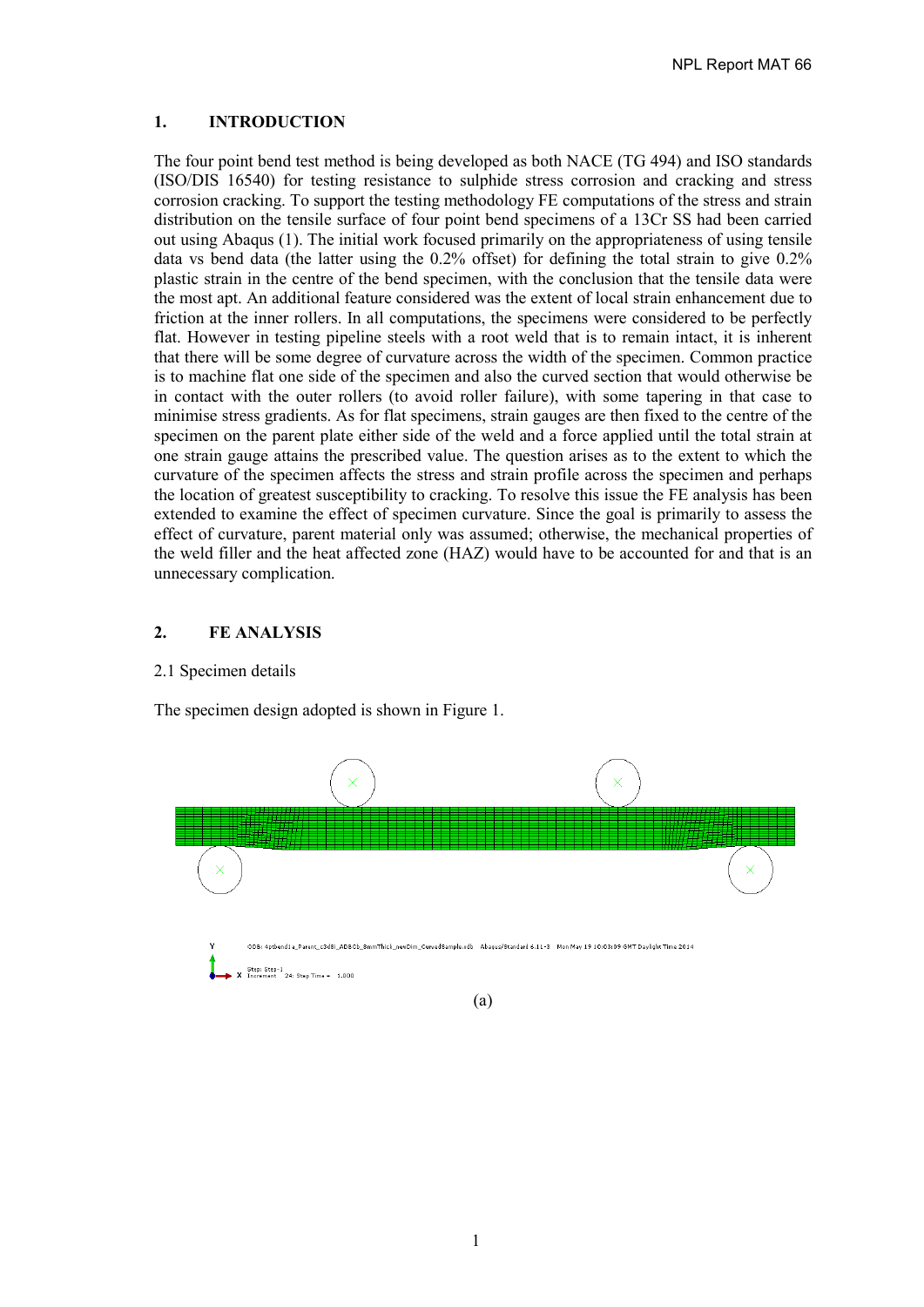## 1. INTRODUCTION

The four point bend test method is being developed as both NACE (TG 494) and ISO standards (ISO/DIS 16540) for testing resistance to sulphide stress corrosion and cracking and stress corrosion cracking. To support the testing methodology FE computations of the stress and strain distribution on the tensile surface of four point bend specimens of a 13Cr SS had been carried out using Abaqus (1). The initial work focused primarily on the appropriateness of using tensile data vs bend data (the latter using the 0.2% offset) for defining the total strain to give 0.2% plastic strain in the centre of the bend specimen, with the conclusion that the tensile data were the most apt. An additional feature considered was the extent of local strain enhancement due to friction at the inner rollers. In all computations, the specimens were considered to be perfectly flat. However in testing pipeline steels with a root weld that is to remain intact, it is inherent that there will be some degree of curvature across the width of the specimen. Common practice is to machine flat one side of the specimen and also the curved section that would otherwise be in contact with the outer rollers (to avoid roller failure), with some tapering in that case to minimise stress gradients. As for flat specimens, strain gauges are then fixed to the centre of the specimen on the parent plate either side of the weld and a force applied until the total strain at one strain gauge attains the prescribed value. The question arises as to the extent to which the curvature of the specimen affects the stress and strain profile across the specimen and perhaps the location of greatest susceptibility to cracking. To resolve this issue the FE analysis has been extended to examine the effect of specimen curvature. Since the goal is primarily to assess the effect of curvature, parent material only was assumed; otherwise, the mechanical properties of the weld filler and the heat affected zone (HAZ) would have to be accounted for and that is an unnecessary complication.

## 2. FE ANALYSIS

### 2.1 Specimen details

The specimen design adopted is shown in Figure 1.

(a)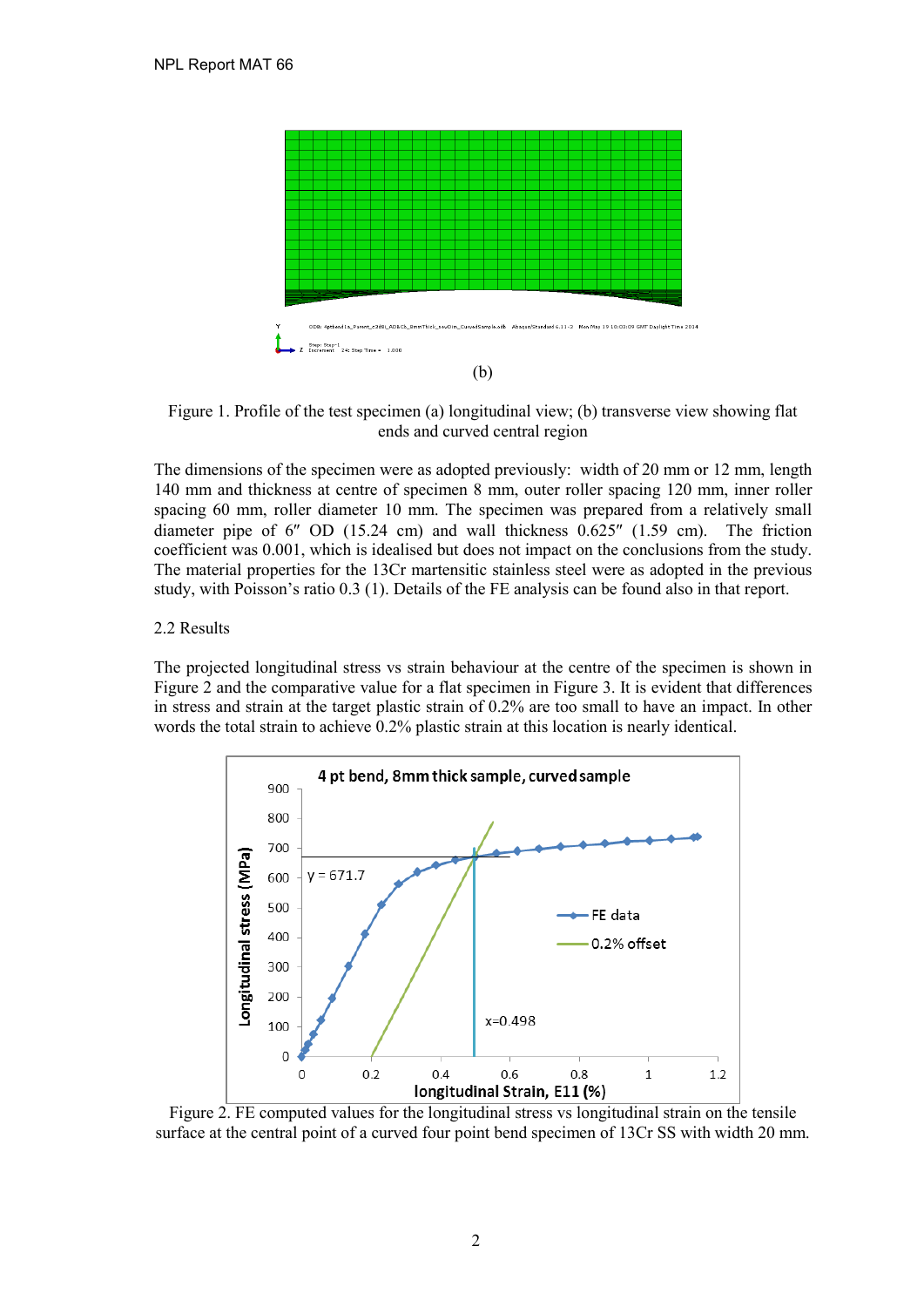(b)

Figure 1. Profile of the test specimen (a) longitudinal view; (b) transverse view showing flat ends and curved central region

The dimensions of the specimen were as adopted previously: width of 20 mm or 12 mm, length 140 mm and thickness at centre of specimen 8 mm, outer roller spacing 120 mm, inner roller spacing 60 mm, roller diameter 10 mm. The specimen was prepared from a relatively small diameter pipe of 6″ OD (15.24 cm) and wall thickness 0.625″ (1.59 cm). The friction coefficient was 0.001, which is idealised but does not impact on the conclusions from the study. The material properties for the 13Cr martensitic stainless steel were as adopted in the previous study, with Poisson's ratio 0.3 (1). Details of the FE analysis can be found also in that report.

## 2.2 Results

The projected longitudinal stress vs strain behaviour at the centre of the specimen is shown in Figure 2 and the comparative value for a flat specimen in Figure 3. It is evident that differences in stress and strain at the target plastic strain of 0.2% are too small to have an impact. In other words the total strain to achieve 0.2% plastic strain at this location is nearly identical.

Figure 2. FE computed values for the longitudinal stress vs longitudinal strain on the tensile surface at the central point of a curved four point bend specimen of 13Cr SS with width 20 mm.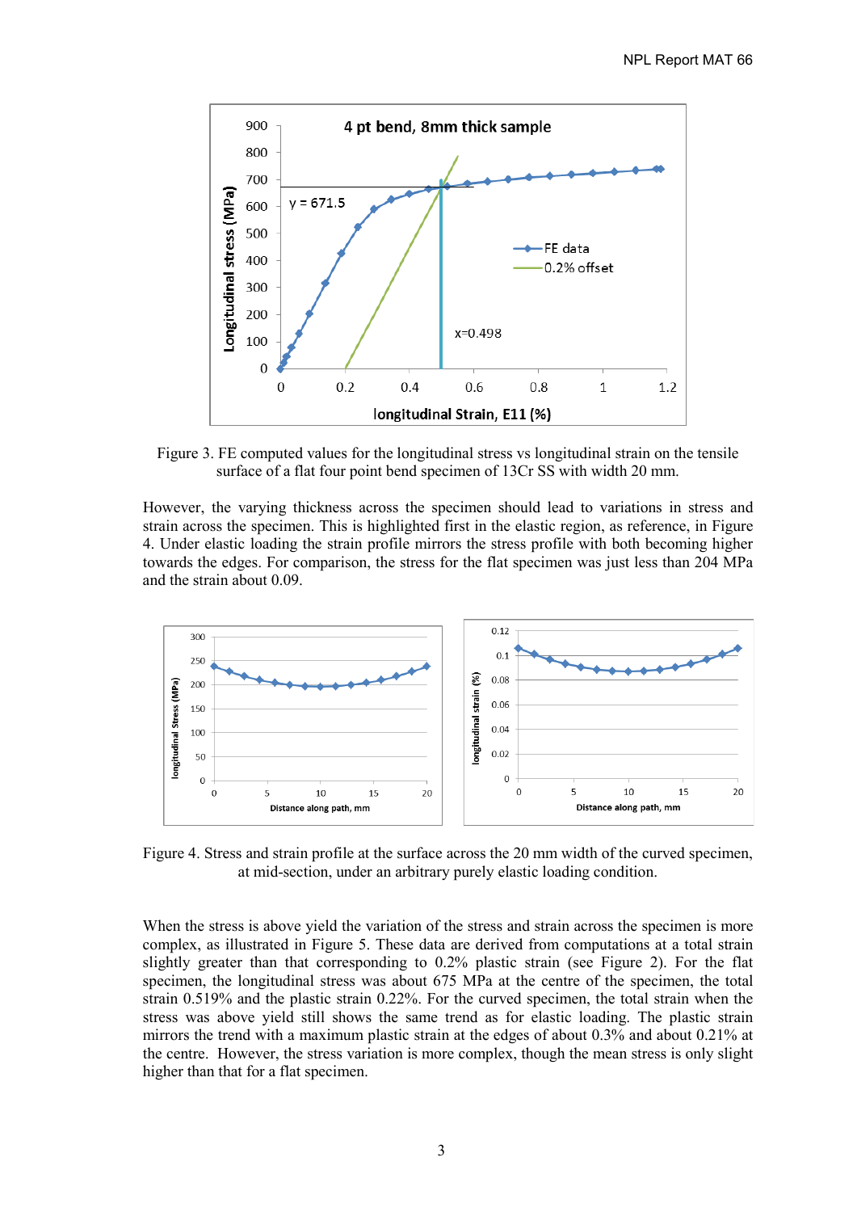Figure 3. FE computed values for the longitudinal stress vs longitudinal strain on the tensile surface of a flat four point bend specimen of 13Cr SS with width 20 mm.

However, the varying thickness across the specimen should lead to variations in stress and strain across the specimen. This is highlighted first in the elastic region, as reference, in Figure 4. Under elastic loading the strain profile mirrors the stress profile with both becoming higher towards the edges. For comparison, the stress for the flat specimen was just less than 204 MPa and the strain about 0.09.

Figure 4. Stress and strain profile at the surface across the 20 mm width of the curved specimen, at mid-section, under an arbitrary purely elastic loading condition.

When the stress is above yield the variation of the stress and strain across the specimen is more complex, as illustrated in Figure 5. These data are derived from computations at a total strain slightly greater than that corresponding to 0.2% plastic strain (see Figure 2). For the flat specimen, the longitudinal stress was about 675 MPa at the centre of the specimen, the total strain 0.519% and the plastic strain 0.22%. For the curved specimen, the total strain when the stress was above yield still shows the same trend as for elastic loading. The plastic strain mirrors the trend with a maximum plastic strain at the edges of about 0.3% and about 0.21% at the centre. However, the stress variation is more complex, though the mean stress is only slight higher than that for a flat specimen.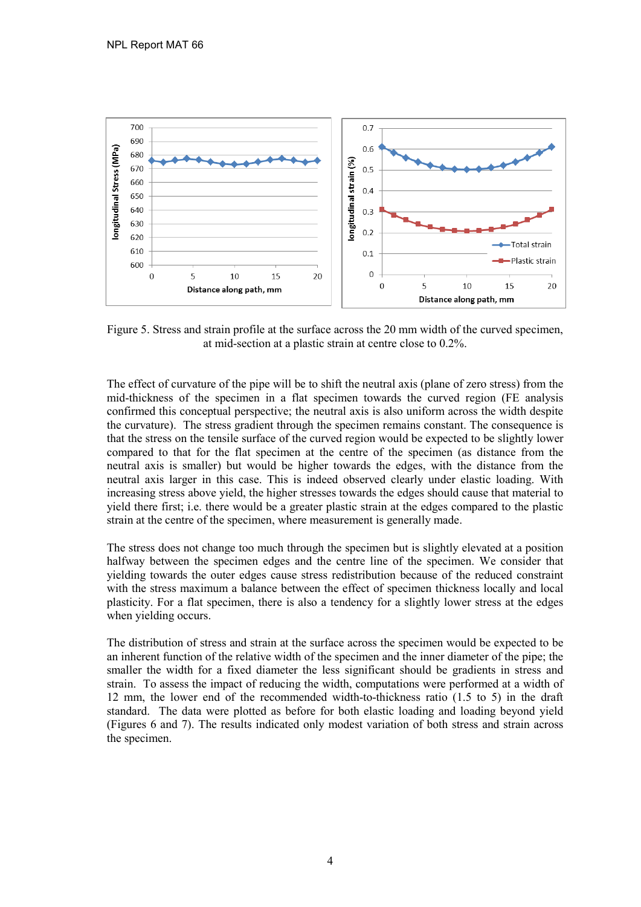Figure 5. Stress and strain profile at the surface across the 20 mm width of the curved specimen, at mid-section at a plastic strain at centre close to 0.2%.

The effect of curvature of the pipe will be to shift the neutral axis (plane of zero stress) from the mid-thickness of the specimen in a flat specimen towards the curved region (FE analysis confirmed this conceptual perspective; the neutral axis is also uniform across the width despite the curvature). The stress gradient through the specimen remains constant. The consequence is that the stress on the tensile surface of the curved region would be expected to be slightly lower compared to that for the flat specimen at the centre of the specimen (as distance from the neutral axis is smaller) but would be higher towards the edges, with the distance from the neutral axis larger in this case. This is indeed observed clearly under elastic loading. With increasing stress above yield, the higher stresses towards the edges should cause that material to yield there first; i.e. there would be a greater plastic strain at the edges compared to the plastic strain at the centre of the specimen, where measurement is generally made.

The stress does not change too much through the specimen but is slightly elevated at a position halfway between the specimen edges and the centre line of the specimen. We consider that yielding towards the outer edges cause stress redistribution because of the reduced constraint with the stress maximum a balance between the effect of specimen thickness locally and local plasticity. For a flat specimen, there is also a tendency for a slightly lower stress at the edges when yielding occurs.

The distribution of stress and strain at the surface across the specimen would be expected to be an inherent function of the relative width of the specimen and the inner diameter of the pipe; the smaller the width for a fixed diameter the less significant should be gradients in stress and strain. To assess the impact of reducing the width, computations were performed at a width of 12 mm, the lower end of the recommended width-to-thickness ratio (1.5 to 5) in the draft standard. The data were plotted as before for both elastic loading and loading beyond yield (Figures 6 and 7). The results indicated only modest variation of both stress and strain across the specimen.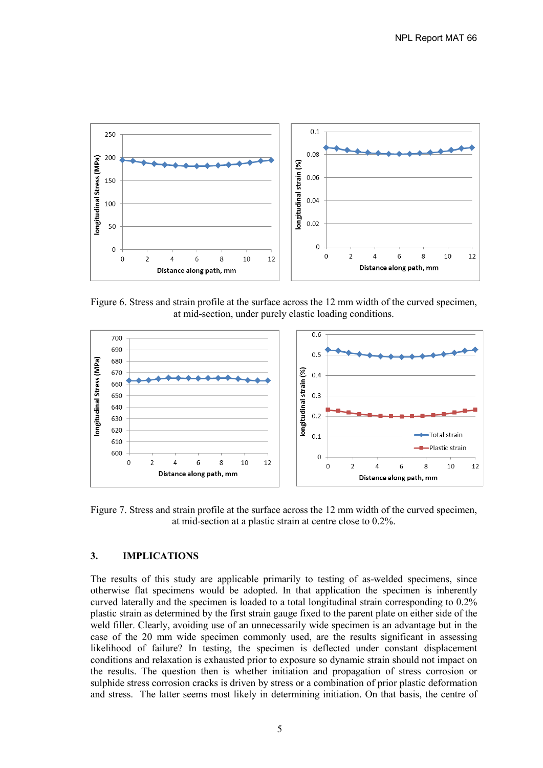Figure 6. Stress and strain profile at the surface across the 12 mm width of the curved specimen, at mid-section, under purely elastic loading conditions.

Figure 7. Stress and strain profile at the surface across the 12 mm width of the curved specimen, at mid-section at a plastic strain at centre close to 0.2%.

## 3. IMPLICATIONS

The results of this study are applicable primarily to testing of as-welded specimens, since otherwise flat specimens would be adopted. In that application the specimen is inherently curved laterally and the specimen is loaded to a total longitudinal strain corresponding to 0.2% plastic strain as determined by the first strain gauge fixed to the parent plate on either side of the weld filler. Clearly, avoiding use of an unnecessarily wide specimen is an advantage but in the case of the 20 mm wide specimen commonly used, are the results significant in assessing likelihood of failure? In testing, the specimen is deflected under constant displacement conditions and relaxation is exhausted prior to exposure so dynamic strain should not impact on the results. The question then is whether initiation and propagation of stress corrosion or sulphide stress corrosion cracks is driven by stress or a combination of prior plastic deformation and stress. The latter seems most likely in determining initiation. On that basis, the centre of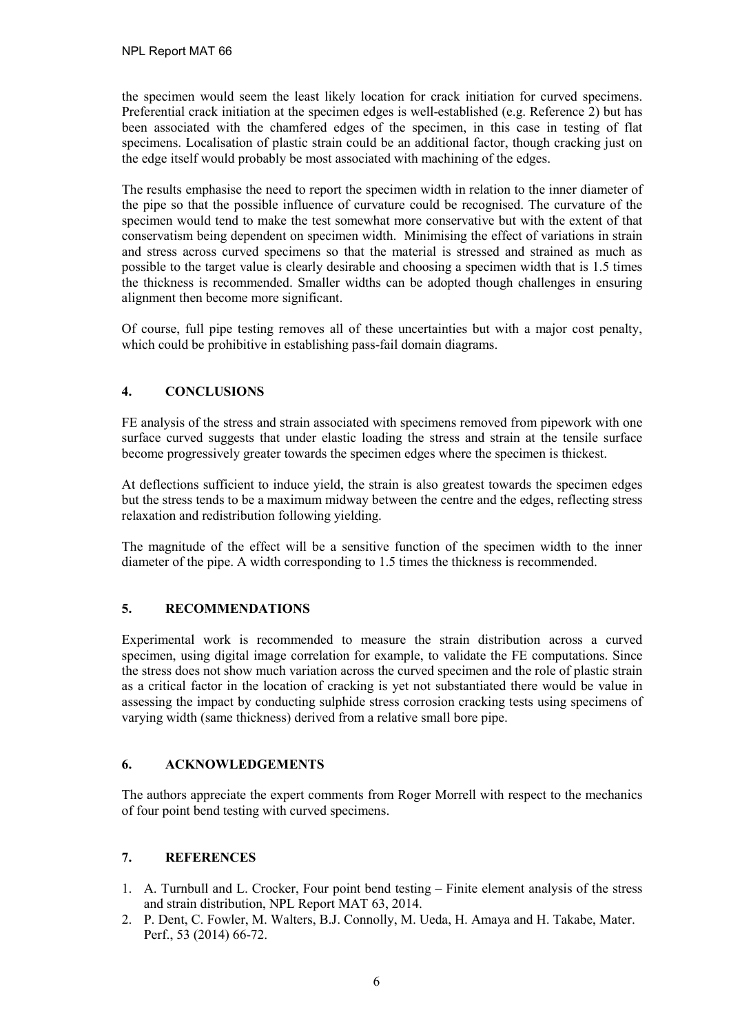the specimen would seem the least likely location for crack initiation for curved specimens. Preferential crack initiation at the specimen edges is well-established (e.g. Reference 2) but has been associated with the chamfered edges of the specimen, in this case in testing of flat specimens. Localisation of plastic strain could be an additional factor, though cracking just on the edge itself would probably be most associated with machining of the edges.

The results emphasise the need to report the specimen width in relation to the inner diameter of the pipe so that the possible influence of curvature could be recognised. The curvature of the specimen would tend to make the test somewhat more conservative but with the extent of that conservatism being dependent on specimen width. Minimising the effect of variations in strain and stress across curved specimens so that the material is stressed and strained as much as possible to the target value is clearly desirable and choosing a specimen width that is 1.5 times the thickness is recommended. Smaller widths can be adopted though challenges in ensuring alignment then become more significant.

Of course, full pipe testing removes all of these uncertainties but with a major cost penalty, which could be prohibitive in establishing pass-fail domain diagrams.

## 4. CONCLUSIONS

FE analysis of the stress and strain associated with specimens removed from pipework with one surface curved suggests that under elastic loading the stress and strain at the tensile surface become progressively greater towards the specimen edges where the specimen is thickest.

At deflections sufficient to induce yield, the strain is also greatest towards the specimen edges but the stress tends to be a maximum midway between the centre and the edges, reflecting stress relaxation and redistribution following yielding.

The magnitude of the effect will be a sensitive function of the specimen width to the inner diameter of the pipe. A width corresponding to 1.5 times the thickness is recommended.

## 5. RECOMMENDATIONS

Experimental work is recommended to measure the strain distribution across a curved specimen, using digital image correlation for example, to validate the FE computations. Since the stress does not show much variation across the curved specimen and the role of plastic strain as a critical factor in the location of cracking is yet not substantiated there would be value in assessing the impact by conducting sulphide stress corrosion cracking tests using specimens of varying width (same thickness) derived from a relative small bore pipe.

## 6. ACKNOWLEDGEMENTS

The authors appreciate the expert comments from Roger Morrell with respect to the mechanics of four point bend testing with curved specimens.

## 7. REFERENCES

1. A. Turnbull and L. Crocker, Four point bend testing – Finite element analysis of the stress and strain distribution, NPL Report MAT 63, 2014.
2. P. Dent, C. Fowler, M. Walters, B.J. Connolly, M. Ueda, H. Amaya and H. Takabe, Mater. Perf., 53 (2014) 66-72.